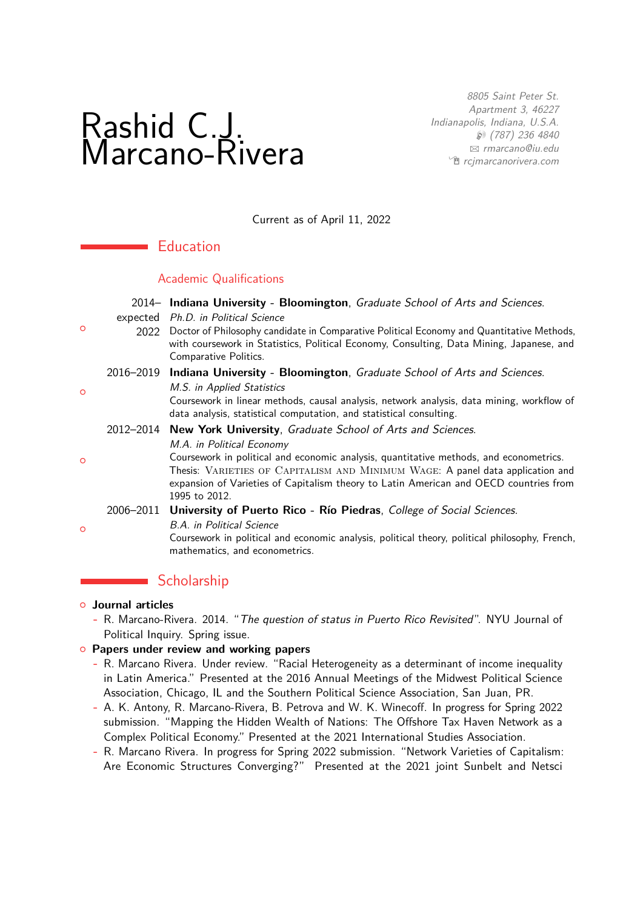# Rashid C.J. Marcano-Rivera

*8805 Saint Peter St.*
*Apartment 3, 46227*
*Indianapolis, Indiana, U.S.A.*
*(787) 236 4840*
*rmarcano@iu.edu*
*rcjmarcanorivera.com*

Current as of April 11, 2022

## Education

### Academic Qualifications

- 2014–expected 2022 **Indiana University - Bloomington**, *Graduate School of Arts and Sciences.*
  *Ph.D. in Political Science*
  Doctor of Philosophy candidate in Comparative Political Economy and Quantitative Methods, with coursework in Statistics, Political Economy, Consulting, Data Mining, Japanese, and Comparative Politics.
- 2016–2019 **Indiana University - Bloomington**, *Graduate School of Arts and Sciences.*
  *M.S. in Applied Statistics*
  Coursework in linear methods, causal analysis, network analysis, data mining, workflow of data analysis, statistical computation, and statistical consulting.
- 2012–2014 **New York University**, *Graduate School of Arts and Sciences.*
  *M.A. in Political Economy*
  Coursework in political and economic analysis, quantitative methods, and econometrics.
  Thesis: Varieties of Capitalism and Minimum Wage: A panel data application and expansion of Varieties of Capitalism theory to Latin American and OECD countries from 1995 to 2012.
- 2006–2011 **University of Puerto Rico - Río Piedras**, *College of Social Sciences.*
  *B.A. in Political Science*
  Coursework in political and economic analysis, political theory, political philosophy, French, mathematics, and econometrics.

## Scholarship

- **Journal articles**
  - R. Marcano-Rivera. 2014. "*The question of status in Puerto Rico Revisited*". NYU Journal of Political Inquiry. Spring issue.
- **Papers under review and working papers**
  - R. Marcano Rivera. Under review. "Racial Heterogeneity as a determinant of income inequality in Latin America." Presented at the 2016 Annual Meetings of the Midwest Political Science Association, Chicago, IL and the Southern Political Science Association, San Juan, PR.
  - A. K. Antony, R. Marcano-Rivera, B. Petrova and W. K. Winecoff. In progress for Spring 2022 submission. "Mapping the Hidden Wealth of Nations: The Offshore Tax Haven Network as a Complex Political Economy." Presented at the 2021 International Studies Association.
  - R. Marcano Rivera. In progress for Spring 2022 submission. "Network Varieties of Capitalism: Are Economic Structures Converging?" Presented at the 2021 joint Sunbelt and Netsci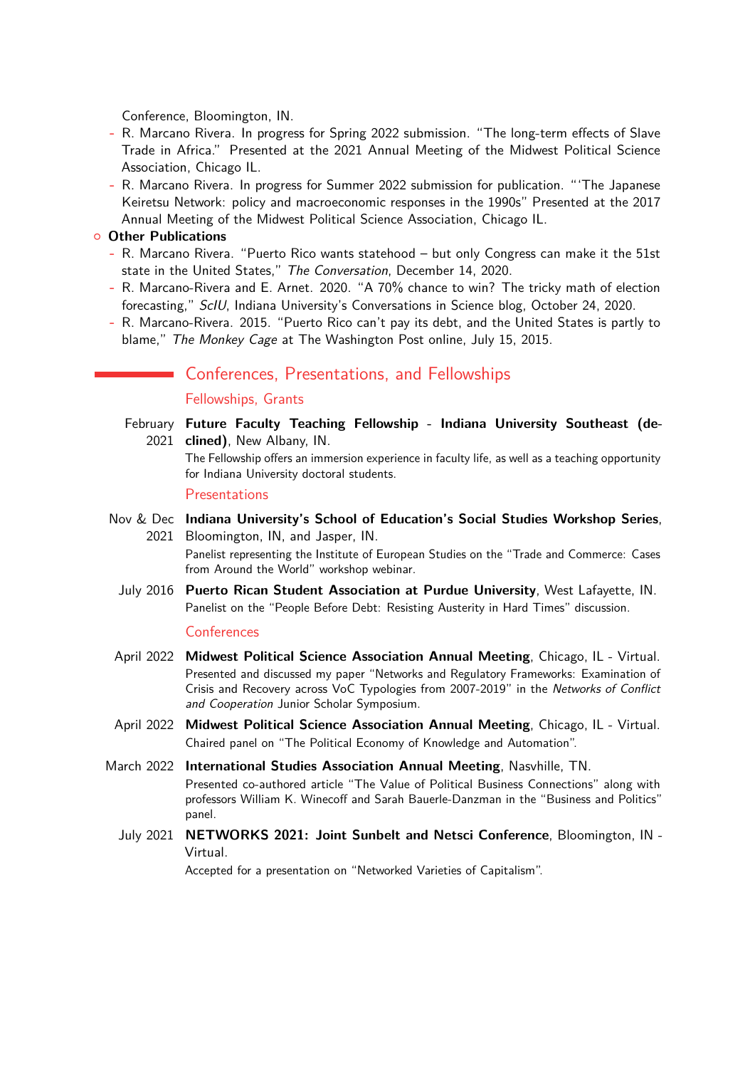Conference, Bloomington, IN.

- R. Marcano Rivera. In progress for Spring 2022 submission. "The long-term effects of Slave Trade in Africa." Presented at the 2021 Annual Meeting of the Midwest Political Science Association, Chicago IL.
- R. Marcano Rivera. In progress for Summer 2022 submission for publication. "'The Japanese Keiretsu Network: policy and macroeconomic responses in the 1990s" Presented at the 2017 Annual Meeting of the Midwest Political Science Association, Chicago IL.

**Other Publications**

- R. Marcano Rivera. "Puerto Rico wants statehood – but only Congress can make it the 51st state in the United States," *The Conversation*, December 14, 2020.
- R. Marcano-Rivera and E. Arnet. 2020. "A 70% chance to win? The tricky math of election forecasting," *SciU*, Indiana University's Conversations in Science blog, October 24, 2020.
- R. Marcano-Rivera. 2015. "Puerto Rico can't pay its debt, and the United States is partly to blame," *The Monkey Cage* at The Washington Post online, July 15, 2015.

## Conferences, Presentations, and Fellowships

### Fellowships, Grants

February 2021 — **Future Faculty Teaching Fellowship - Indiana University Southeast (declined)**, New Albany, IN.
The Fellowship offers an immersion experience in faculty life, as well as a teaching opportunity for Indiana University doctoral students.

### Presentations

Nov & Dec 2021 — **Indiana University's School of Education's Social Studies Workshop Series**, Bloomington, IN, and Jasper, IN.
Panelist representing the Institute of European Studies on the "Trade and Commerce: Cases from Around the World" workshop webinar.

July 2016 — **Puerto Rican Student Association at Purdue University**, West Lafayette, IN.
Panelist on the "People Before Debt: Resisting Austerity in Hard Times" discussion.

### Conferences

April 2022 — **Midwest Political Science Association Annual Meeting**, Chicago, IL - Virtual.
Presented and discussed my paper "Networks and Regulatory Frameworks: Examination of Crisis and Recovery across VoC Typologies from 2007-2019" in the *Networks of Conflict and Cooperation* Junior Scholar Symposium.

April 2022 — **Midwest Political Science Association Annual Meeting**, Chicago, IL - Virtual.
Chaired panel on "The Political Economy of Knowledge and Automation".

March 2022 — **International Studies Association Annual Meeting**, Nasvhille, TN.
Presented co-authored article "The Value of Political Business Connections" along with professors William K. Winecoff and Sarah Bauerle-Danzman in the "Business and Politics" panel.

July 2021 — **NETWORKS 2021: Joint Sunbelt and Netsci Conference**, Bloomington, IN - Virtual.
Accepted for a presentation on "Networked Varieties of Capitalism".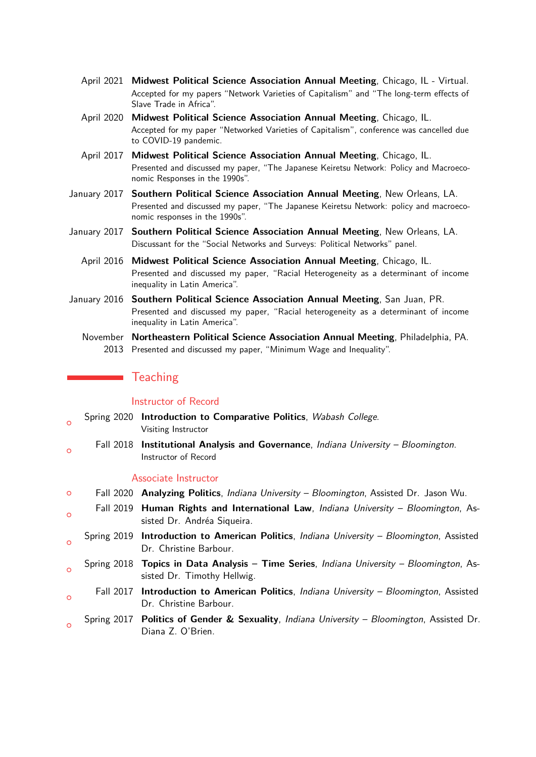- April 2021 **Midwest Political Science Association Annual Meeting**, Chicago, IL - Virtual.
  Accepted for my papers "Network Varieties of Capitalism" and "The long-term effects of Slave Trade in Africa".
- April 2020 **Midwest Political Science Association Annual Meeting**, Chicago, IL.
  Accepted for my paper "Networked Varieties of Capitalism", conference was cancelled due to COVID-19 pandemic.
- April 2017 **Midwest Political Science Association Annual Meeting**, Chicago, IL.
  Presented and discussed my paper, "The Japanese Keiretsu Network: Policy and Macroeconomic Responses in the 1990s".
- January 2017 **Southern Political Science Association Annual Meeting**, New Orleans, LA.
  Presented and discussed my paper, "The Japanese Keiretsu Network: policy and macroeconomic responses in the 1990s".
- January 2017 **Southern Political Science Association Annual Meeting**, New Orleans, LA.
  Discussant for the "Social Networks and Surveys: Political Networks" panel.
- April 2016 **Midwest Political Science Association Annual Meeting**, Chicago, IL.
  Presented and discussed my paper, "Racial Heterogeneity as a determinant of income inequality in Latin America".
- January 2016 **Southern Political Science Association Annual Meeting**, San Juan, PR.
  Presented and discussed my paper, "Racial heterogeneity as a determinant of income inequality in Latin America".
- November 2013 **Northeastern Political Science Association Annual Meeting**, Philadelphia, PA.
  Presented and discussed my paper, "Minimum Wage and Inequality".

## Teaching

### Instructor of Record

- Spring 2020 **Introduction to Comparative Politics**, *Wabash College*.
  Visiting Instructor
- Fall 2018 **Institutional Analysis and Governance**, *Indiana University – Bloomington*.
  Instructor of Record

### Associate Instructor

- Fall 2020 **Analyzing Politics**, *Indiana University – Bloomington*, Assisted Dr. Jason Wu.
- Fall 2019 **Human Rights and International Law**, *Indiana University – Bloomington*, Assisted Dr. Andréa Siqueira.
- Spring 2019 **Introduction to American Politics**, *Indiana University – Bloomington*, Assisted Dr. Christine Barbour.
- Spring 2018 **Topics in Data Analysis – Time Series**, *Indiana University – Bloomington*, Assisted Dr. Timothy Hellwig.
- Fall 2017 **Introduction to American Politics**, *Indiana University – Bloomington*, Assisted Dr. Christine Barbour.
- Spring 2017 **Politics of Gender & Sexuality**, *Indiana University – Bloomington*, Assisted Dr. Diana Z. O'Brien.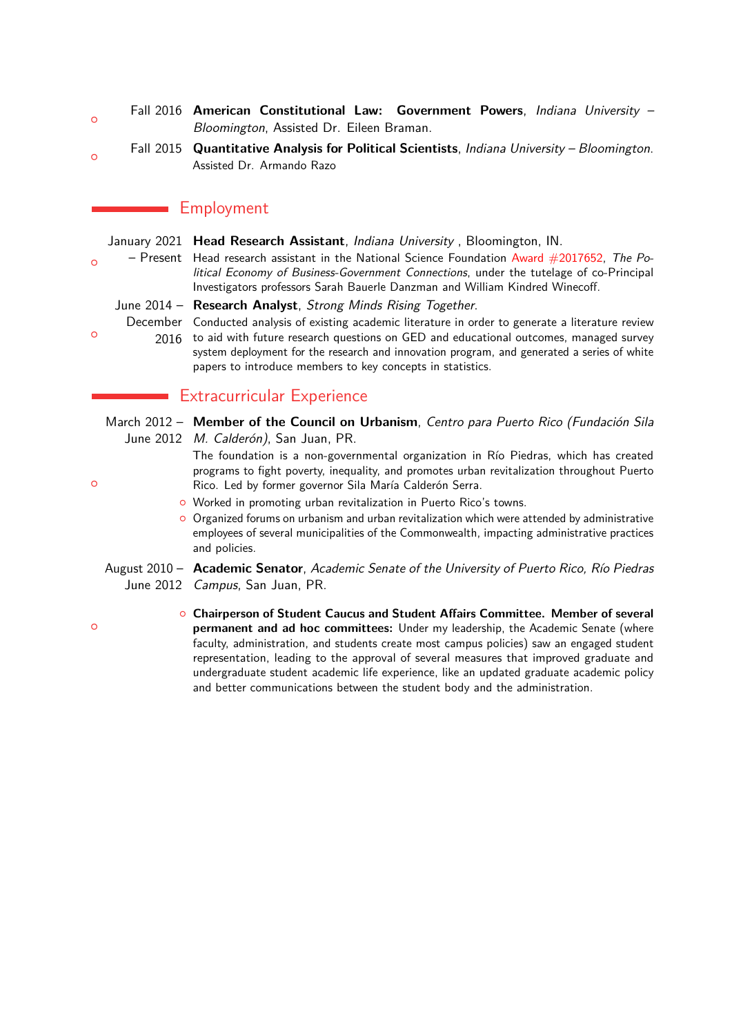- Fall 2016 **American Constitutional Law: Government Powers**, *Indiana University – Bloomington*, Assisted Dr. Eileen Braman.
- Fall 2015 **Quantitative Analysis for Political Scientists**, *Indiana University – Bloomington*. Assisted Dr. Armando Razo

## Employment

- January 2021 – Present **Head Research Assistant**, *Indiana University* , Bloomington, IN.
  Head research assistant in the National Science Foundation Award #2017652, *The Political Economy of Business-Government Connections*, under the tutelage of co-Principal Investigators professors Sarah Bauerle Danzman and William Kindred Winecoff.
- June 2014 – December 2016 **Research Analyst**, *Strong Minds Rising Together*.
  Conducted analysis of existing academic literature in order to generate a literature review to aid with future research questions on GED and educational outcomes, managed survey system deployment for the research and innovation program, and generated a series of white papers to introduce members to key concepts in statistics.

## Extracurricular Experience

- March 2012 – June 2012 **Member of the Council on Urbanism**, *Centro para Puerto Rico (Fundación Sila M. Calderón)*, San Juan, PR.
  The foundation is a non-governmental organization in Río Piedras, which has created programs to fight poverty, inequality, and promotes urban revitalization throughout Puerto Rico. Led by former governor Sila María Calderón Serra.
  - Worked in promoting urban revitalization in Puerto Rico's towns.
  - Organized forums on urbanism and urban revitalization which were attended by administrative employees of several municipalities of the Commonwealth, impacting administrative practices and policies.
- August 2010 – June 2012 **Academic Senator**, *Academic Senate of the University of Puerto Rico, Río Piedras Campus*, San Juan, PR.
  - **Chairperson of Student Caucus and Student Affairs Committee. Member of several permanent and ad hoc committees:** Under my leadership, the Academic Senate (where faculty, administration, and students create most campus policies) saw an engaged student representation, leading to the approval of several measures that improved graduate and undergraduate student academic life experience, like an updated graduate academic policy and better communications between the student body and the administration.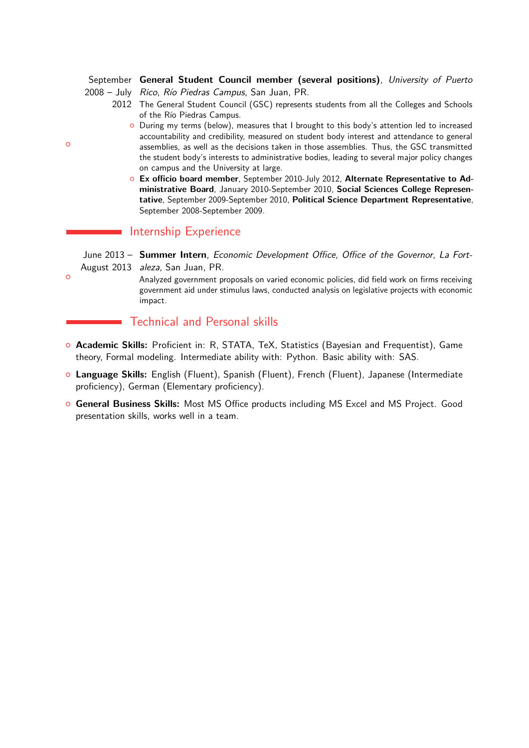September 2008 – July 2012 **General Student Council member (several positions)**, *University of Puerto Rico, Río Piedras Campus*, San Juan, PR.

The General Student Council (GSC) represents students from all the Colleges and Schools of the Río Piedras Campus.

- During my terms (below), measures that I brought to this body's attention led to increased accountability and credibility, measured on student body interest and attendance to general assemblies, as well as the decisions taken in those assemblies. Thus, the GSC transmitted the student body's interests to administrative bodies, leading to several major policy changes on campus and the University at large.
- **Ex officio board member**, September 2010-July 2012, **Alternate Representative to Administrative Board**, January 2010-September 2010, **Social Sciences College Representative**, September 2009-September 2010, **Political Science Department Representative**, September 2008-September 2009.

## Internship Experience

June 2013 – August 2013 **Summer Intern**, *Economic Development Office, Office of the Governor, La Fortaleza*, San Juan, PR.

Analyzed government proposals on varied economic policies, did field work on firms receiving government aid under stimulus laws, conducted analysis on legislative projects with economic impact.

## Technical and Personal skills

- **Academic Skills:** Proficient in: R, STATA, TeX, Statistics (Bayesian and Frequentist), Game theory, Formal modeling. Intermediate ability with: Python. Basic ability with: SAS.
- **Language Skills:** English (Fluent), Spanish (Fluent), French (Fluent), Japanese (Intermediate proficiency), German (Elementary proficiency).
- **General Business Skills:** Most MS Office products including MS Excel and MS Project. Good presentation skills, works well in a team.